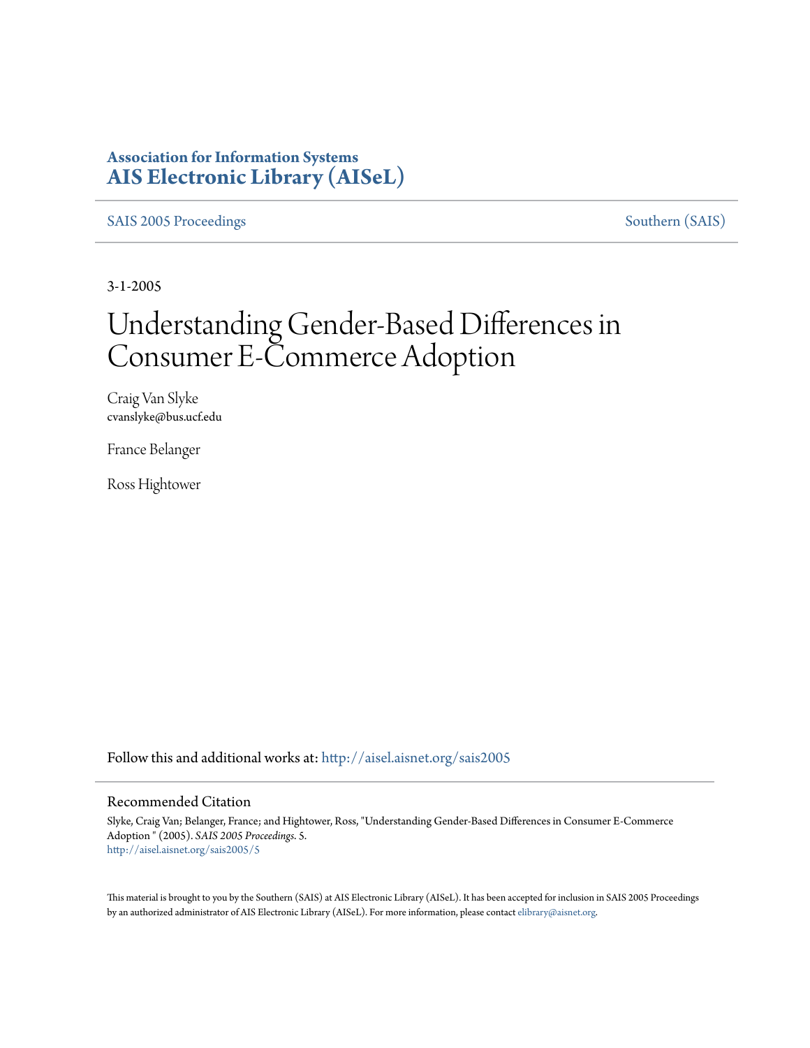**Association for Information Systems**
**AIS Electronic Library (AISeL)**

SAIS 2005 Proceedings

Southern (SAIS)

3-1-2005

# Understanding Gender-Based Differences in Consumer E-Commerce Adoption

Craig Van Slyke
cvanslyke@bus.ucf.edu

France Belanger

Ross Hightower

Follow this and additional works at: http://aisel.aisnet.org/sais2005

## Recommended Citation

Slyke, Craig Van; Belanger, France; and Hightower, Ross, "Understanding Gender-Based Differences in Consumer E-Commerce Adoption " (2005). *SAIS 2005 Proceedings*. 5.
http://aisel.aisnet.org/sais2005/5

This material is brought to you by the Southern (SAIS) at AIS Electronic Library (AISeL). It has been accepted for inclusion in SAIS 2005 Proceedings by an authorized administrator of AIS Electronic Library (AISeL). For more information, please contact elibrary@aisnet.org.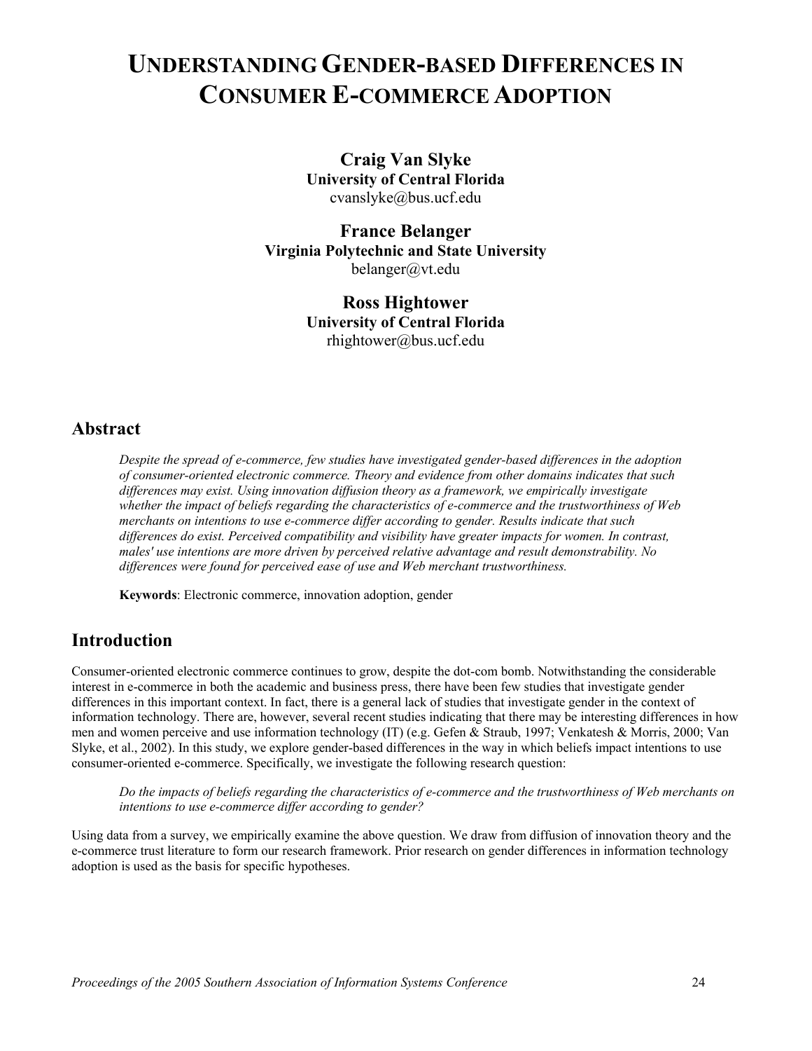# UNDERSTANDING GENDER-BASED DIFFERENCES IN CONSUMER E-COMMERCE ADOPTION

**Craig Van Slyke**
**University of Central Florida**
cvanslyke@bus.ucf.edu

**France Belanger**
**Virginia Polytechnic and State University**
belanger@vt.edu

**Ross Hightower**
**University of Central Florida**
rhightower@bus.ucf.edu

## Abstract

*Despite the spread of e-commerce, few studies have investigated gender-based differences in the adoption of consumer-oriented electronic commerce. Theory and evidence from other domains indicates that such differences may exist. Using innovation diffusion theory as a framework, we empirically investigate whether the impact of beliefs regarding the characteristics of e-commerce and the trustworthiness of Web merchants on intentions to use e-commerce differ according to gender. Results indicate that such differences do exist. Perceived compatibility and visibility have greater impacts for women. In contrast, males' use intentions are more driven by perceived relative advantage and result demonstrability. No differences were found for perceived ease of use and Web merchant trustworthiness.*

**Keywords**: Electronic commerce, innovation adoption, gender

## Introduction

Consumer-oriented electronic commerce continues to grow, despite the dot-com bomb. Notwithstanding the considerable interest in e-commerce in both the academic and business press, there have been few studies that investigate gender differences in this important context. In fact, there is a general lack of studies that investigate gender in the context of information technology. There are, however, several recent studies indicating that there may be interesting differences in how men and women perceive and use information technology (IT) (e.g. Gefen & Straub, 1997; Venkatesh & Morris, 2000; Van Slyke, et al., 2002). In this study, we explore gender-based differences in the way in which beliefs impact intentions to use consumer-oriented e-commerce. Specifically, we investigate the following research question:

> *Do the impacts of beliefs regarding the characteristics of e-commerce and the trustworthiness of Web merchants on intentions to use e-commerce differ according to gender?*

Using data from a survey, we empirically examine the above question. We draw from diffusion of innovation theory and the e-commerce trust literature to form our research framework. Prior research on gender differences in information technology adoption is used as the basis for specific hypotheses.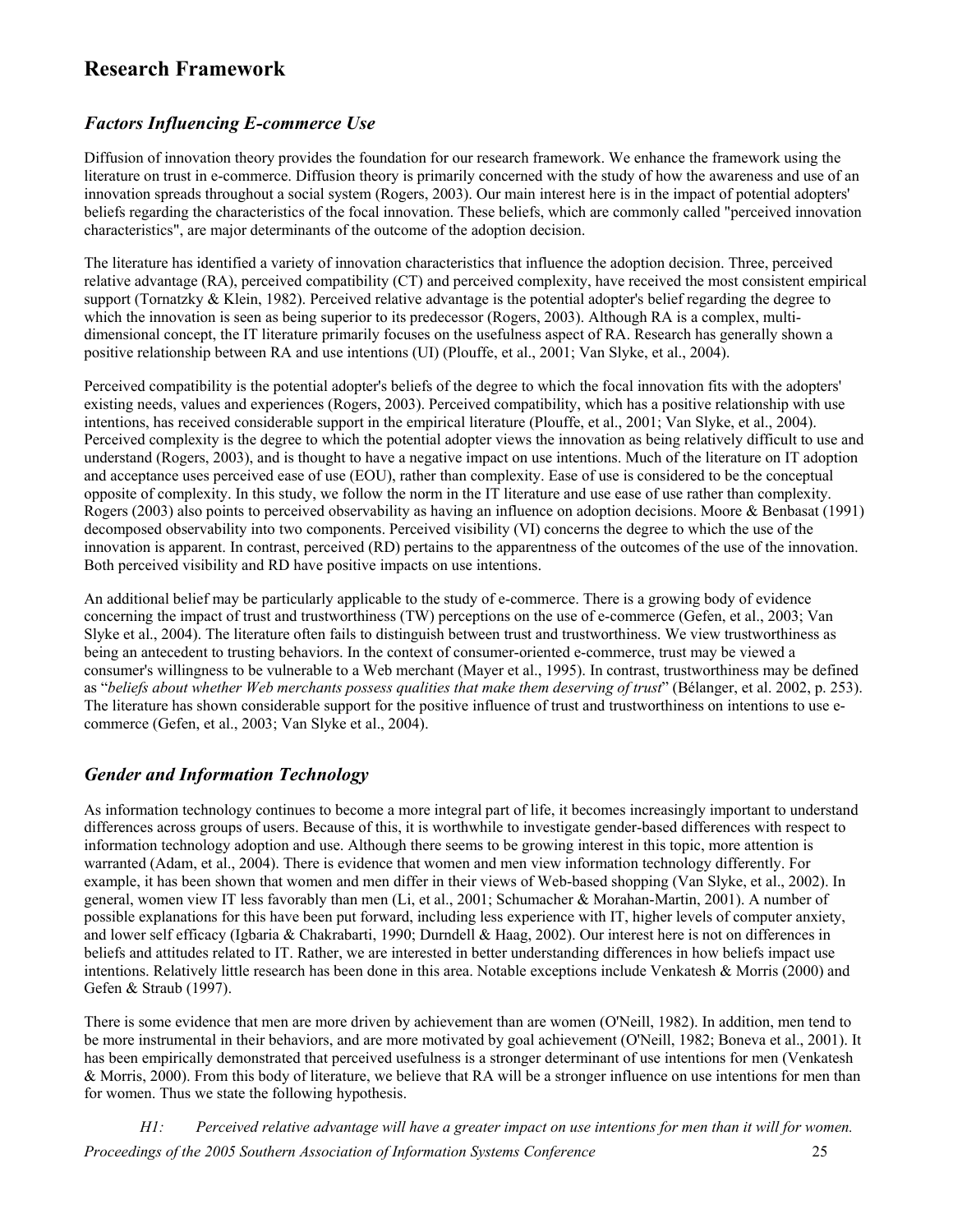## Research Framework

### *Factors Influencing E-commerce Use*

Diffusion of innovation theory provides the foundation for our research framework. We enhance the framework using the literature on trust in e-commerce. Diffusion theory is primarily concerned with the study of how the awareness and use of an innovation spreads throughout a social system (Rogers, 2003). Our main interest here is in the impact of potential adopters' beliefs regarding the characteristics of the focal innovation. These beliefs, which are commonly called "perceived innovation characteristics", are major determinants of the outcome of the adoption decision.

The literature has identified a variety of innovation characteristics that influence the adoption decision. Three, perceived relative advantage (RA), perceived compatibility (CT) and perceived complexity, have received the most consistent empirical support (Tornatzky & Klein, 1982). Perceived relative advantage is the potential adopter's belief regarding the degree to which the innovation is seen as being superior to its predecessor (Rogers, 2003). Although RA is a complex, multi-dimensional concept, the IT literature primarily focuses on the usefulness aspect of RA. Research has generally shown a positive relationship between RA and use intentions (UI) (Plouffe, et al., 2001; Van Slyke, et al., 2004).

Perceived compatibility is the potential adopter's beliefs of the degree to which the focal innovation fits with the adopters' existing needs, values and experiences (Rogers, 2003). Perceived compatibility, which has a positive relationship with use intentions, has received considerable support in the empirical literature (Plouffe, et al., 2001; Van Slyke, et al., 2004). Perceived complexity is the degree to which the potential adopter views the innovation as being relatively difficult to use and understand (Rogers, 2003), and is thought to have a negative impact on use intentions. Much of the literature on IT adoption and acceptance uses perceived ease of use (EOU), rather than complexity. Ease of use is considered to be the conceptual opposite of complexity. In this study, we follow the norm in the IT literature and use ease of use rather than complexity. Rogers (2003) also points to perceived observability as having an influence on adoption decisions. Moore & Benbasat (1991) decomposed observability into two components. Perceived visibility (VI) concerns the degree to which the use of the innovation is apparent. In contrast, perceived (RD) pertains to the apparentness of the outcomes of the use of the innovation. Both perceived visibility and RD have positive impacts on use intentions.

An additional belief may be particularly applicable to the study of e-commerce. There is a growing body of evidence concerning the impact of trust and trustworthiness (TW) perceptions on the use of e-commerce (Gefen, et al., 2003; Van Slyke et al., 2004). The literature often fails to distinguish between trust and trustworthiness. We view trustworthiness as being an antecedent to trusting behaviors. In the context of consumer-oriented e-commerce, trust may be viewed a consumer's willingness to be vulnerable to a Web merchant (Mayer et al., 1995). In contrast, trustworthiness may be defined as "*beliefs about whether Web merchants possess qualities that make them deserving of trust*" (Bélanger, et al. 2002, p. 253). The literature has shown considerable support for the positive influence of trust and trustworthiness on intentions to use e-commerce (Gefen, et al., 2003; Van Slyke et al., 2004).

### *Gender and Information Technology*

As information technology continues to become a more integral part of life, it becomes increasingly important to understand differences across groups of users. Because of this, it is worthwhile to investigate gender-based differences with respect to information technology adoption and use. Although there seems to be growing interest in this topic, more attention is warranted (Adam, et al., 2004). There is evidence that women and men view information technology differently. For example, it has been shown that women and men differ in their views of Web-based shopping (Van Slyke, et al., 2002). In general, women view IT less favorably than men (Li, et al., 2001; Schumacher & Morahan-Martin, 2001). A number of possible explanations for this have been put forward, including less experience with IT, higher levels of computer anxiety, and lower self efficacy (Igbaria & Chakrabarti, 1990; Durndell & Haag, 2002). Our interest here is not on differences in beliefs and attitudes related to IT. Rather, we are interested in better understanding differences in how beliefs impact use intentions. Relatively little research has been done in this area. Notable exceptions include Venkatesh & Morris (2000) and Gefen & Straub (1997).

There is some evidence that men are more driven by achievement than are women (O'Neill, 1982). In addition, men tend to be more instrumental in their behaviors, and are more motivated by goal achievement (O'Neill, 1982; Boneva et al., 2001). It has been empirically demonstrated that perceived usefulness is a stronger determinant of use intentions for men (Venkatesh & Morris, 2000). From this body of literature, we believe that RA will be a stronger influence on use intentions for men than for women. Thus we state the following hypothesis.

*H1: Perceived relative advantage will have a greater impact on use intentions for men than it will for women.*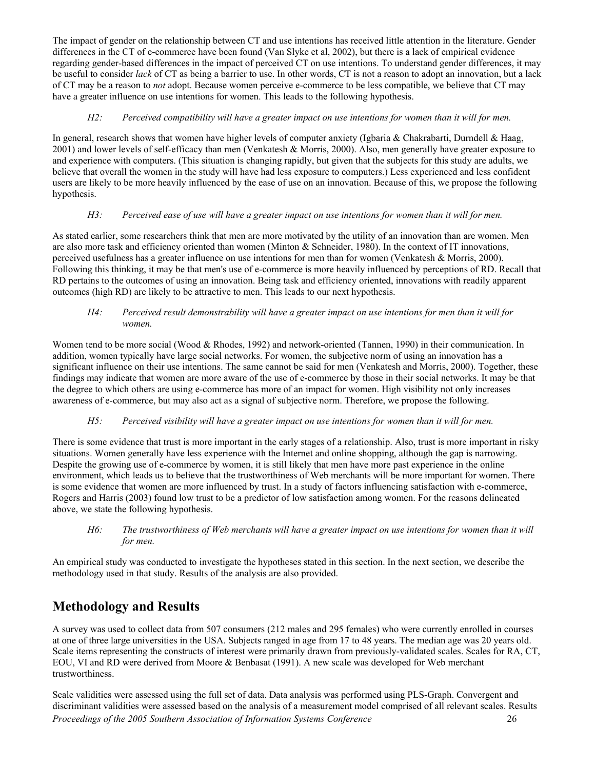The impact of gender on the relationship between CT and use intentions has received little attention in the literature. Gender differences in the CT of e-commerce have been found (Van Slyke et al, 2002), but there is a lack of empirical evidence regarding gender-based differences in the impact of perceived CT on use intentions. To understand gender differences, it may be useful to consider *lack* of CT as being a barrier to use. In other words, CT is not a reason to adopt an innovation, but a lack of CT may be a reason to *not* adopt. Because women perceive e-commerce to be less compatible, we believe that CT may have a greater influence on use intentions for women. This leads to the following hypothesis.

> *H2: Perceived compatibility will have a greater impact on use intentions for women than it will for men.*

In general, research shows that women have higher levels of computer anxiety (Igbaria & Chakrabarti, Durndell & Haag, 2001) and lower levels of self-efficacy than men (Venkatesh & Morris, 2000). Also, men generally have greater exposure to and experience with computers. (This situation is changing rapidly, but given that the subjects for this study are adults, we believe that overall the women in the study will have had less exposure to computers.) Less experienced and less confident users are likely to be more heavily influenced by the ease of use on an innovation. Because of this, we propose the following hypothesis.

> *H3: Perceived ease of use will have a greater impact on use intentions for women than it will for men.*

As stated earlier, some researchers think that men are more motivated by the utility of an innovation than are women. Men are also more task and efficiency oriented than women (Minton & Schneider, 1980). In the context of IT innovations, perceived usefulness has a greater influence on use intentions for men than for women (Venkatesh & Morris, 2000). Following this thinking, it may be that men's use of e-commerce is more heavily influenced by perceptions of RD. Recall that RD pertains to the outcomes of using an innovation. Being task and efficiency oriented, innovations with readily apparent outcomes (high RD) are likely to be attractive to men. This leads to our next hypothesis.

> *H4: Perceived result demonstrability will have a greater impact on use intentions for men than it will for women.*

Women tend to be more social (Wood & Rhodes, 1992) and network-oriented (Tannen, 1990) in their communication. In addition, women typically have large social networks. For women, the subjective norm of using an innovation has a significant influence on their use intentions. The same cannot be said for men (Venkatesh and Morris, 2000). Together, these findings may indicate that women are more aware of the use of e-commerce by those in their social networks. It may be that the degree to which others are using e-commerce has more of an impact for women. High visibility not only increases awareness of e-commerce, but may also act as a signal of subjective norm. Therefore, we propose the following.

> *H5: Perceived visibility will have a greater impact on use intentions for women than it will for men.*

There is some evidence that trust is more important in the early stages of a relationship. Also, trust is more important in risky situations. Women generally have less experience with the Internet and online shopping, although the gap is narrowing. Despite the growing use of e-commerce by women, it is still likely that men have more past experience in the online environment, which leads us to believe that the trustworthiness of Web merchants will be more important for women. There is some evidence that women are more influenced by trust. In a study of factors influencing satisfaction with e-commerce, Rogers and Harris (2003) found low trust to be a predictor of low satisfaction among women. For the reasons delineated above, we state the following hypothesis.

> *H6: The trustworthiness of Web merchants will have a greater impact on use intentions for women than it will for men.*

An empirical study was conducted to investigate the hypotheses stated in this section. In the next section, we describe the methodology used in that study. Results of the analysis are also provided.

## Methodology and Results

A survey was used to collect data from 507 consumers (212 males and 295 females) who were currently enrolled in courses at one of three large universities in the USA. Subjects ranged in age from 17 to 48 years. The median age was 20 years old. Scale items representing the constructs of interest were primarily drawn from previously-validated scales. Scales for RA, CT, EOU, VI and RD were derived from Moore & Benbasat (1991). A new scale was developed for Web merchant trustworthiness.

Scale validities were assessed using the full set of data. Data analysis was performed using PLS-Graph. Convergent and discriminant validities were assessed based on the analysis of a measurement model comprised of all relevant scales. Results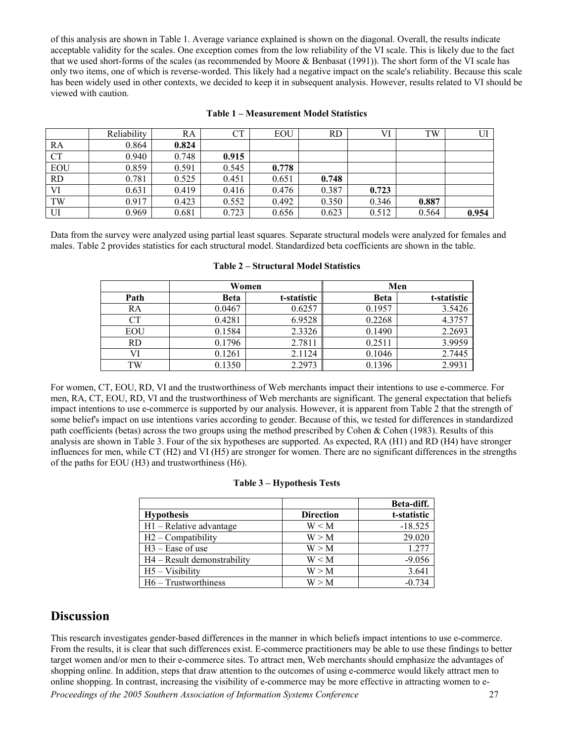of this analysis are shown in Table 1. Average variance explained is shown on the diagonal. Overall, the results indicate acceptable validity for the scales. One exception comes from the low reliability of the VI scale. This is likely due to the fact that we used short-forms of the scales (as recommended by Moore & Benbasat (1991)). The short form of the VI scale has only two items, one of which is reverse-worded. This likely had a negative impact on the scale's reliability. Because this scale has been widely used in other contexts, we decided to keep it in subsequent analysis. However, results related to VI should be viewed with caution.

**Table 1 – Measurement Model Statistics**

| | Reliability | RA | CT | EOU | RD | VI | TW | UI |
|---|---|---|---|---|---|---|---|---|
| RA | 0.864 | **0.824** | | | | | | |
| CT | 0.940 | 0.748 | **0.915** | | | | | |
| EOU | 0.859 | 0.591 | 0.545 | **0.778** | | | | |
| RD | 0.781 | 0.525 | 0.451 | 0.651 | **0.748** | | | |
| VI | 0.631 | 0.419 | 0.416 | 0.476 | 0.387 | **0.723** | | |
| TW | 0.917 | 0.423 | 0.552 | 0.492 | 0.350 | 0.346 | **0.887** | |
| UI | 0.969 | 0.681 | 0.723 | 0.656 | 0.623 | 0.512 | 0.564 | **0.954** |

Data from the survey were analyzed using partial least squares. Separate structural models were analyzed for females and males. Table 2 provides statistics for each structural model. Standardized beta coefficients are shown in the table.

**Table 2 – Structural Model Statistics**

| | **Women** | | **Men** | |
|---|---|---|---|---|
| **Path** | **Beta** | **t-statistic** | **Beta** | **t-statistic** |
| RA | 0.0467 | 0.6257 | 0.1957 | 3.5426 |
| CT | 0.4281 | 6.9528 | 0.2268 | 4.3757 |
| EOU | 0.1584 | 2.3326 | 0.1490 | 2.2693 |
| RD | 0.1796 | 2.7811 | 0.2511 | 3.9959 |
| VI | 0.1261 | 2.1124 | 0.1046 | 2.7445 |
| TW | 0.1350 | 2.2973 | 0.1396 | 2.9931 |

For women, CT, EOU, RD, VI and the trustworthiness of Web merchants impact their intentions to use e-commerce. For men, RA, CT, EOU, RD, VI and the trustworthiness of Web merchants are significant. The general expectation that beliefs impact intentions to use e-commerce is supported by our analysis. However, it is apparent from Table 2 that the strength of some belief's impact on use intentions varies according to gender. Because of this, we tested for differences in standardized path coefficients (betas) across the two groups using the method prescribed by Cohen & Cohen (1983). Results of this analysis are shown in Table 3. Four of the six hypotheses are supported. As expected, RA (H1) and RD (H4) have stronger influences for men, while CT (H2) and VI (H5) are stronger for women. There are no significant differences in the strengths of the paths for EOU (H3) and trustworthiness (H6).

**Table 3 – Hypothesis Tests**

| **Hypothesis** | **Direction** | **Beta-diff. t-statistic** |
|---|---|---|
| H1 – Relative advantage | W < M | -18.525 |
| H2 – Compatibility | W > M | 29.020 |
| H3 – Ease of use | W > M | 1.277 |
| H4 – Result demonstrability | W < M | -9.056 |
| H5 – Visibility | W > M | 3.641 |
| H6 – Trustworthiness | W > M | -0.734 |

## Discussion

This research investigates gender-based differences in the manner in which beliefs impact intentions to use e-commerce. From the results, it is clear that such differences exist. E-commerce practitioners may be able to use these findings to better target women and/or men to their e-commerce sites. To attract men, Web merchants should emphasize the advantages of shopping online. In addition, steps that draw attention to the outcomes of using e-commerce would likely attract men to online shopping. In contrast, increasing the visibility of e-commerce may be more effective in attracting women to e-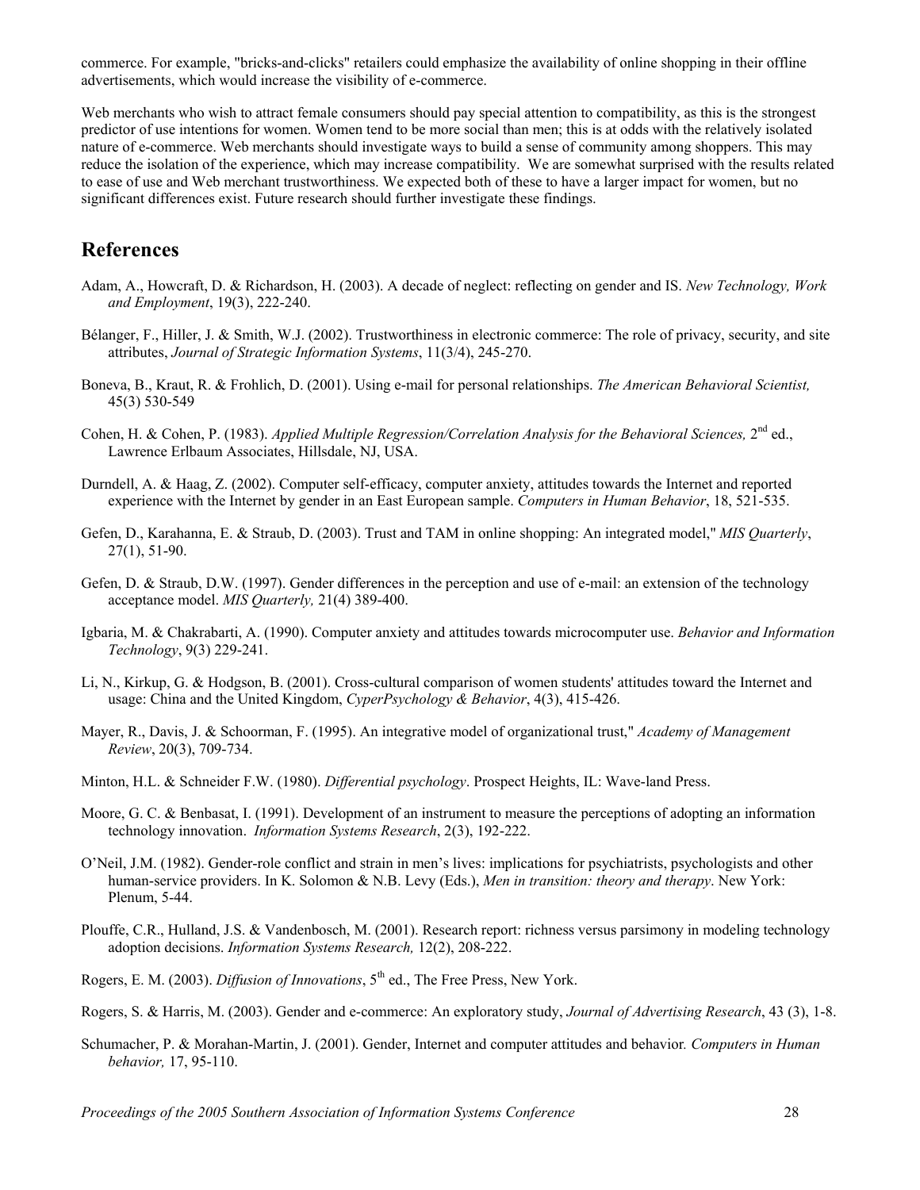commerce. For example, "bricks-and-clicks" retailers could emphasize the availability of online shopping in their offline advertisements, which would increase the visibility of e-commerce.

Web merchants who wish to attract female consumers should pay special attention to compatibility, as this is the strongest predictor of use intentions for women. Women tend to be more social than men; this is at odds with the relatively isolated nature of e-commerce. Web merchants should investigate ways to build a sense of community among shoppers. This may reduce the isolation of the experience, which may increase compatibility. We are somewhat surprised with the results related to ease of use and Web merchant trustworthiness. We expected both of these to have a larger impact for women, but no significant differences exist. Future research should further investigate these findings.

## References

Adam, A., Howcraft, D. & Richardson, H. (2003). A decade of neglect: reflecting on gender and IS. *New Technology, Work and Employment*, 19(3), 222-240.

Bélanger, F., Hiller, J. & Smith, W.J. (2002). Trustworthiness in electronic commerce: The role of privacy, security, and site attributes, *Journal of Strategic Information Systems*, 11(3/4), 245-270.

Boneva, B., Kraut, R. & Frohlich, D. (2001). Using e-mail for personal relationships. *The American Behavioral Scientist,* 45(3) 530-549

Cohen, H. & Cohen, P. (1983). *Applied Multiple Regression/Correlation Analysis for the Behavioral Sciences,* 2nd ed., Lawrence Erlbaum Associates, Hillsdale, NJ, USA.

Durndell, A. & Haag, Z. (2002). Computer self-efficacy, computer anxiety, attitudes towards the Internet and reported experience with the Internet by gender in an East European sample. *Computers in Human Behavior*, 18, 521-535.

Gefen, D., Karahanna, E. & Straub, D. (2003). Trust and TAM in online shopping: An integrated model," *MIS Quarterly*, 27(1), 51-90.

Gefen, D. & Straub, D.W. (1997). Gender differences in the perception and use of e-mail: an extension of the technology acceptance model. *MIS Quarterly,* 21(4) 389-400.

Igbaria, M. & Chakrabarti, A. (1990). Computer anxiety and attitudes towards microcomputer use. *Behavior and Information Technology*, 9(3) 229-241.

Li, N., Kirkup, G. & Hodgson, B. (2001). Cross-cultural comparison of women students' attitudes toward the Internet and usage: China and the United Kingdom, *CyperPsychology & Behavior*, 4(3), 415-426.

Mayer, R., Davis, J. & Schoorman, F. (1995). An integrative model of organizational trust," *Academy of Management Review*, 20(3), 709-734.

Minton, H.L. & Schneider F.W. (1980). *Differential psychology*. Prospect Heights, IL: Wave-land Press.

Moore, G. C. & Benbasat, I. (1991). Development of an instrument to measure the perceptions of adopting an information technology innovation. *Information Systems Research*, 2(3), 192-222.

O'Neil, J.M. (1982). Gender-role conflict and strain in men's lives: implications for psychiatrists, psychologists and other human-service providers. In K. Solomon & N.B. Levy (Eds.), *Men in transition: theory and therapy*. New York: Plenum, 5-44.

Plouffe, C.R., Hulland, J.S. & Vandenbosch, M. (2001). Research report: richness versus parsimony in modeling technology adoption decisions. *Information Systems Research,* 12(2), 208-222.

Rogers, E. M. (2003). *Diffusion of Innovations*, 5th ed., The Free Press, New York.

Rogers, S. & Harris, M. (2003). Gender and e-commerce: An exploratory study, *Journal of Advertising Research*, 43 (3), 1-8.

Schumacher, P. & Morahan-Martin, J. (2001). Gender, Internet and computer attitudes and behavior*. Computers in Human behavior,* 17, 95-110.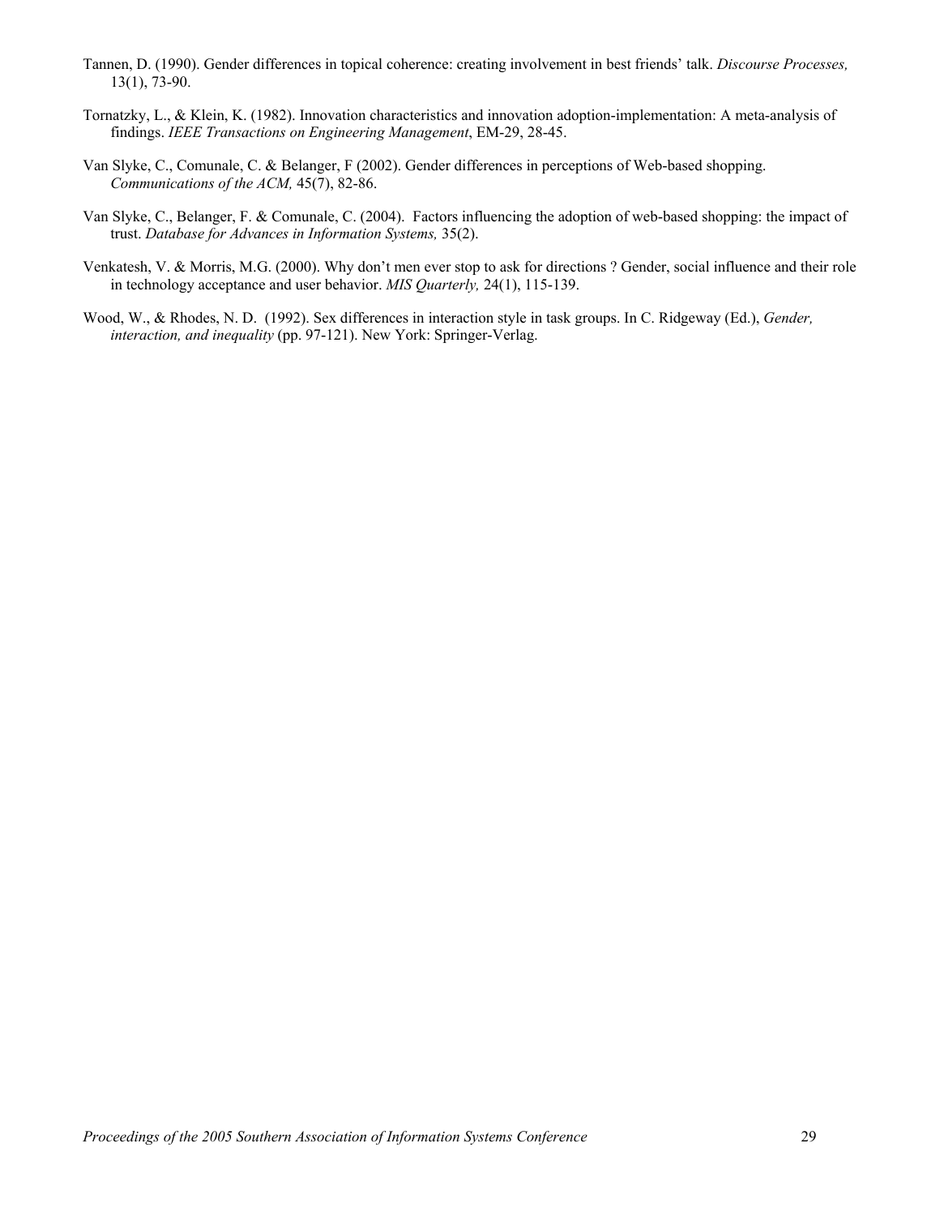Tannen, D. (1990). Gender differences in topical coherence: creating involvement in best friends' talk. *Discourse Processes,* 13(1), 73-90.

Tornatzky, L., & Klein, K. (1982). Innovation characteristics and innovation adoption-implementation: A meta-analysis of findings. *IEEE Transactions on Engineering Management*, EM-29, 28-45.

Van Slyke, C., Comunale, C. & Belanger, F (2002). Gender differences in perceptions of Web-based shopping. *Communications of the ACM,* 45(7), 82-86.

Van Slyke, C., Belanger, F. & Comunale, C. (2004). Factors influencing the adoption of web-based shopping: the impact of trust. *Database for Advances in Information Systems,* 35(2).

Venkatesh, V. & Morris, M.G. (2000). Why don't men ever stop to ask for directions ? Gender, social influence and their role in technology acceptance and user behavior. *MIS Quarterly,* 24(1), 115-139.

Wood, W., & Rhodes, N. D. (1992). Sex differences in interaction style in task groups. In C. Ridgeway (Ed.), *Gender, interaction, and inequality* (pp. 97-121). New York: Springer-Verlag.